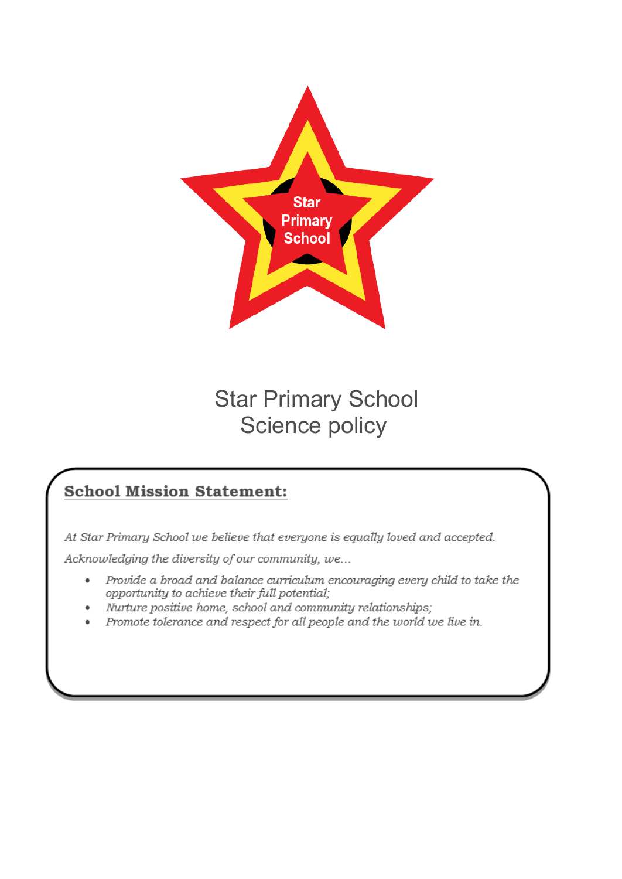Star Primary School

# Star Primary School
# Science policy

## School Mission Statement:

*At Star Primary School we believe that everyone is equally loved and accepted.*

*Acknowledging the diversity of our community, we…*

- *Provide a broad and balance curriculum encouraging every child to take the opportunity to achieve their full potential;*
- *Nurture positive home, school and community relationships;*
- *Promote tolerance and respect for all people and the world we live in.*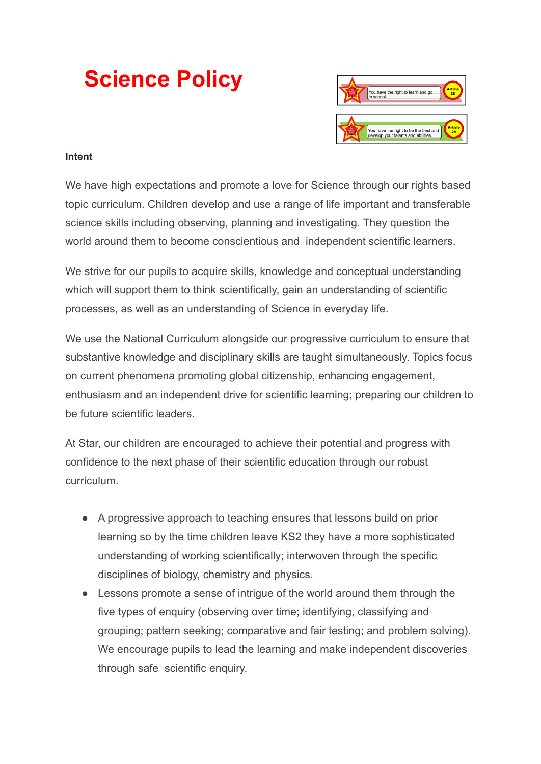# Science Policy

You have the right to learn and go to school. Article 28

You have the right to be the best and develop your talents and abilities. Article 29

**Intent**

We have high expectations and promote a love for Science through our rights based topic curriculum. Children develop and use a range of life important and transferable science skills including observing, planning and investigating. They question the world around them to become conscientious and independent scientific learners.

We strive for our pupils to acquire skills, knowledge and conceptual understanding which will support them to think scientifically, gain an understanding of scientific processes, as well as an understanding of Science in everyday life.

We use the National Curriculum alongside our progressive curriculum to ensure that substantive knowledge and disciplinary skills are taught simultaneously. Topics focus on current phenomena promoting global citizenship, enhancing engagement, enthusiasm and an independent drive for scientific learning; preparing our children to be future scientific leaders.

At Star, our children are encouraged to achieve their potential and progress with confidence to the next phase of their scientific education through our robust curriculum.

- A progressive approach to teaching ensures that lessons build on prior learning so by the time children leave KS2 they have a more sophisticated understanding of working scientifically; interwoven through the specific disciplines of biology, chemistry and physics.
- Lessons promote a sense of intrigue of the world around them through the five types of enquiry (observing over time; identifying, classifying and grouping; pattern seeking; comparative and fair testing; and problem solving). We encourage pupils to lead the learning and make independent discoveries through safe scientific enquiry.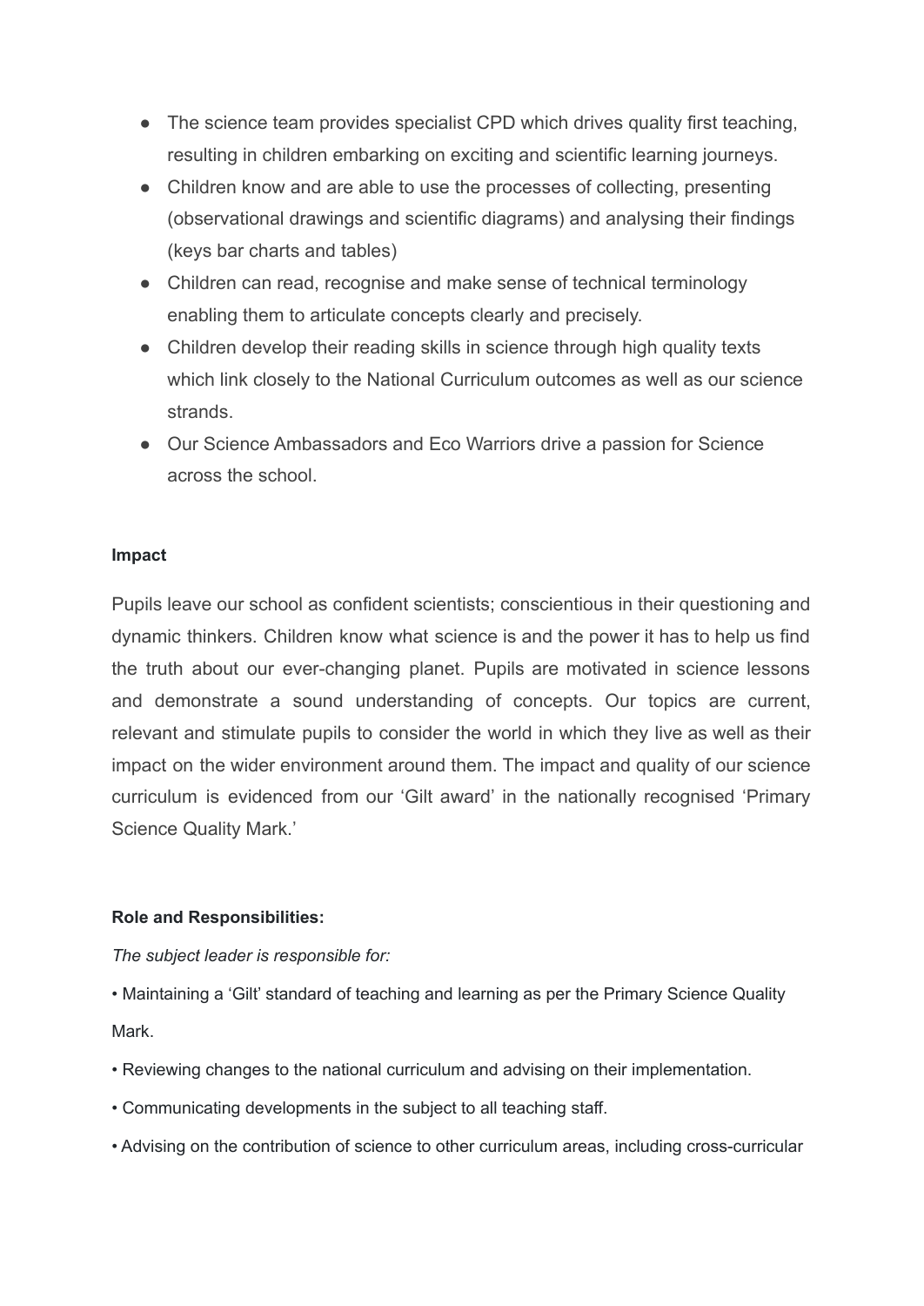- The science team provides specialist CPD which drives quality first teaching, resulting in children embarking on exciting and scientific learning journeys.
- Children know and are able to use the processes of collecting, presenting (observational drawings and scientific diagrams) and analysing their findings (keys bar charts and tables)
- Children can read, recognise and make sense of technical terminology enabling them to articulate concepts clearly and precisely.
- Children develop their reading skills in science through high quality texts which link closely to the National Curriculum outcomes as well as our science strands.
- Our Science Ambassadors and Eco Warriors drive a passion for Science across the school.

**Impact**

Pupils leave our school as confident scientists; conscientious in their questioning and dynamic thinkers. Children know what science is and the power it has to help us find the truth about our ever-changing planet. Pupils are motivated in science lessons and demonstrate a sound understanding of concepts. Our topics are current, relevant and stimulate pupils to consider the world in which they live as well as their impact on the wider environment around them. The impact and quality of our science curriculum is evidenced from our 'Gilt award' in the nationally recognised 'Primary Science Quality Mark.'

**Role and Responsibilities:**

*The subject leader is responsible for:*

• Maintaining a 'Gilt' standard of teaching and learning as per the Primary Science Quality Mark.

• Reviewing changes to the national curriculum and advising on their implementation.

• Communicating developments in the subject to all teaching staff.

• Advising on the contribution of science to other curriculum areas, including cross-curricular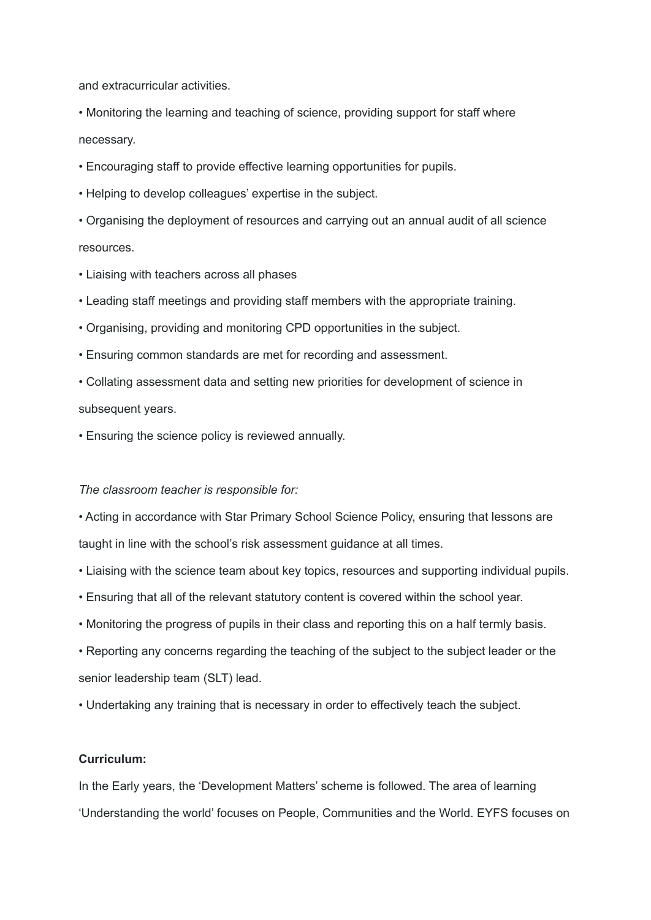and extracurricular activities.

- Monitoring the learning and teaching of science, providing support for staff where necessary.
- Encouraging staff to provide effective learning opportunities for pupils.
- Helping to develop colleagues' expertise in the subject.
- Organising the deployment of resources and carrying out an annual audit of all science resources.
- Liaising with teachers across all phases
- Leading staff meetings and providing staff members with the appropriate training.
- Organising, providing and monitoring CPD opportunities in the subject.
- Ensuring common standards are met for recording and assessment.
- Collating assessment data and setting new priorities for development of science in subsequent years.
- Ensuring the science policy is reviewed annually.

*The classroom teacher is responsible for:*

- Acting in accordance with Star Primary School Science Policy, ensuring that lessons are taught in line with the school's risk assessment guidance at all times.
- Liaising with the science team about key topics, resources and supporting individual pupils.
- Ensuring that all of the relevant statutory content is covered within the school year.
- Monitoring the progress of pupils in their class and reporting this on a half termly basis.
- Reporting any concerns regarding the teaching of the subject to the subject leader or the senior leadership team (SLT) lead.
- Undertaking any training that is necessary in order to effectively teach the subject.

**Curriculum:**

In the Early years, the 'Development Matters' scheme is followed. The area of learning 'Understanding the world' focuses on People, Communities and the World. EYFS focuses on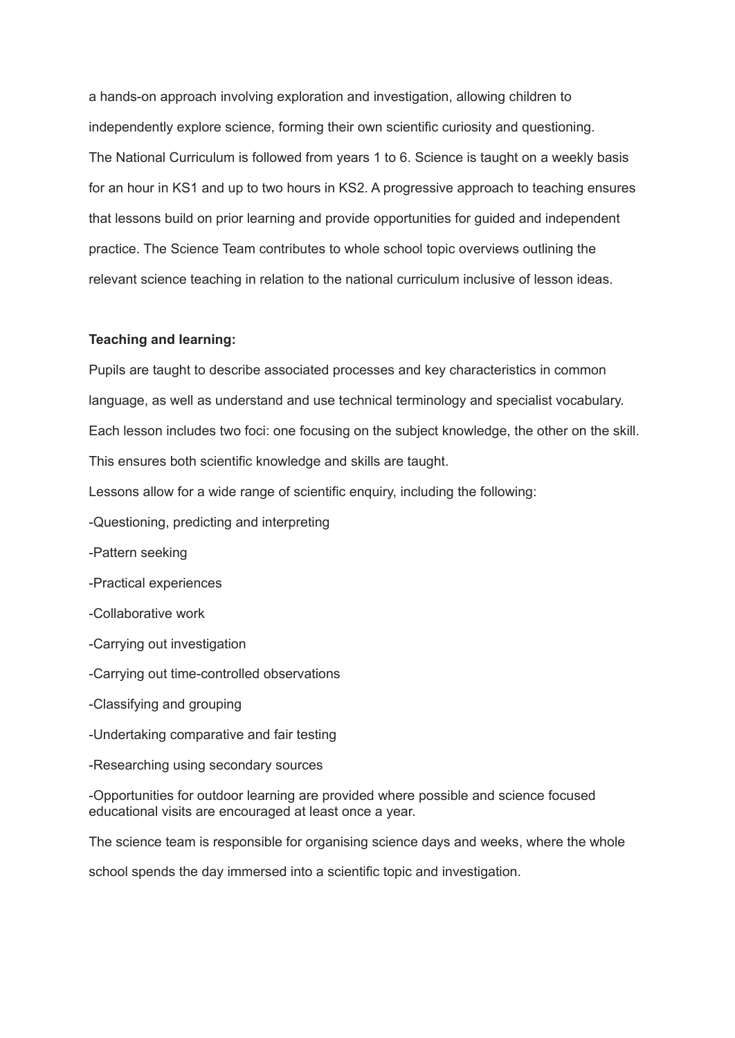a hands-on approach involving exploration and investigation, allowing children to independently explore science, forming their own scientific curiosity and questioning.

The National Curriculum is followed from years 1 to 6. Science is taught on a weekly basis for an hour in KS1 and up to two hours in KS2. A progressive approach to teaching ensures that lessons build on prior learning and provide opportunities for guided and independent practice. The Science Team contributes to whole school topic overviews outlining the relevant science teaching in relation to the national curriculum inclusive of lesson ideas.

**Teaching and learning:**

Pupils are taught to describe associated processes and key characteristics in common language, as well as understand and use technical terminology and specialist vocabulary. Each lesson includes two foci: one focusing on the subject knowledge, the other on the skill. This ensures both scientific knowledge and skills are taught.

Lessons allow for a wide range of scientific enquiry, including the following:

-Questioning, predicting and interpreting

-Pattern seeking

-Practical experiences

-Collaborative work

-Carrying out investigation

-Carrying out time-controlled observations

-Classifying and grouping

-Undertaking comparative and fair testing

-Researching using secondary sources

-Opportunities for outdoor learning are provided where possible and science focused educational visits are encouraged at least once a year.

The science team is responsible for organising science days and weeks, where the whole school spends the day immersed into a scientific topic and investigation.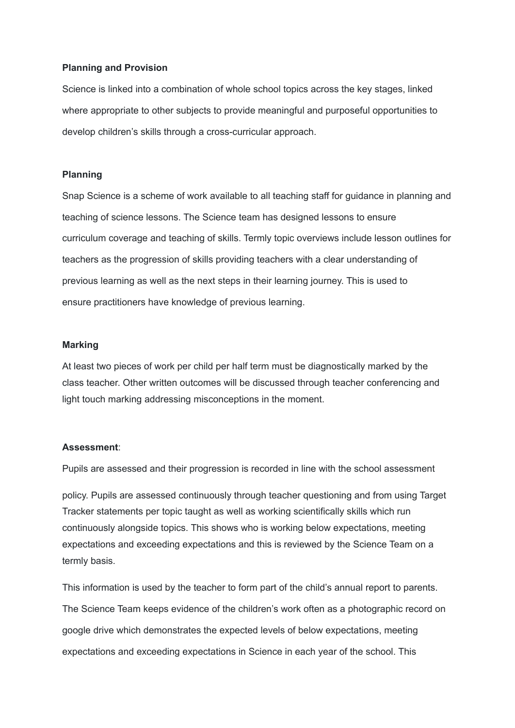**Planning and Provision**

Science is linked into a combination of whole school topics across the key stages, linked where appropriate to other subjects to provide meaningful and purposeful opportunities to develop children's skills through a cross-curricular approach.

**Planning**

Snap Science is a scheme of work available to all teaching staff for guidance in planning and teaching of science lessons. The Science team has designed lessons to ensure curriculum coverage and teaching of skills. Termly topic overviews include lesson outlines for teachers as the progression of skills providing teachers with a clear understanding of previous learning as well as the next steps in their learning journey. This is used to ensure practitioners have knowledge of previous learning.

**Marking**

At least two pieces of work per child per half term must be diagnostically marked by the class teacher. Other written outcomes will be discussed through teacher conferencing and light touch marking addressing misconceptions in the moment.

**Assessment**:

Pupils are assessed and their progression is recorded in line with the school assessment

policy. Pupils are assessed continuously through teacher questioning and from using Target Tracker statements per topic taught as well as working scientifically skills which run continuously alongside topics. This shows who is working below expectations, meeting expectations and exceeding expectations and this is reviewed by the Science Team on a termly basis.

This information is used by the teacher to form part of the child's annual report to parents. The Science Team keeps evidence of the children's work often as a photographic record on google drive which demonstrates the expected levels of below expectations, meeting expectations and exceeding expectations in Science in each year of the school. This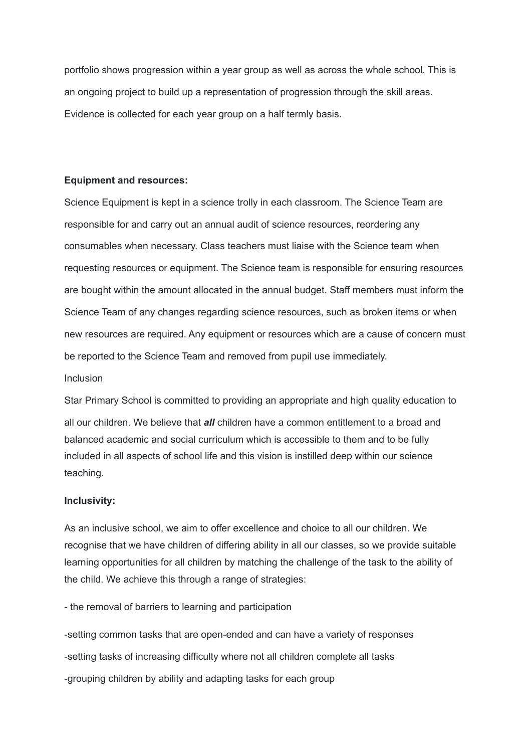portfolio shows progression within a year group as well as across the whole school. This is an ongoing project to build up a representation of progression through the skill areas. Evidence is collected for each year group on a half termly basis.

**Equipment and resources:**

Science Equipment is kept in a science trolly in each classroom. The Science Team are responsible for and carry out an annual audit of science resources, reordering any consumables when necessary. Class teachers must liaise with the Science team when requesting resources or equipment. The Science team is responsible for ensuring resources are bought within the amount allocated in the annual budget. Staff members must inform the Science Team of any changes regarding science resources, such as broken items or when new resources are required. Any equipment or resources which are a cause of concern must be reported to the Science Team and removed from pupil use immediately.

Inclusion

Star Primary School is committed to providing an appropriate and high quality education to all our children. We believe that ***all*** children have a common entitlement to a broad and balanced academic and social curriculum which is accessible to them and to be fully included in all aspects of school life and this vision is instilled deep within our science teaching.

**Inclusivity:**

As an inclusive school, we aim to offer excellence and choice to all our children. We recognise that we have children of differing ability in all our classes, so we provide suitable learning opportunities for all children by matching the challenge of the task to the ability of the child. We achieve this through a range of strategies:

- the removal of barriers to learning and participation
- setting common tasks that are open-ended and can have a variety of responses
- setting tasks of increasing difficulty where not all children complete all tasks
- grouping children by ability and adapting tasks for each group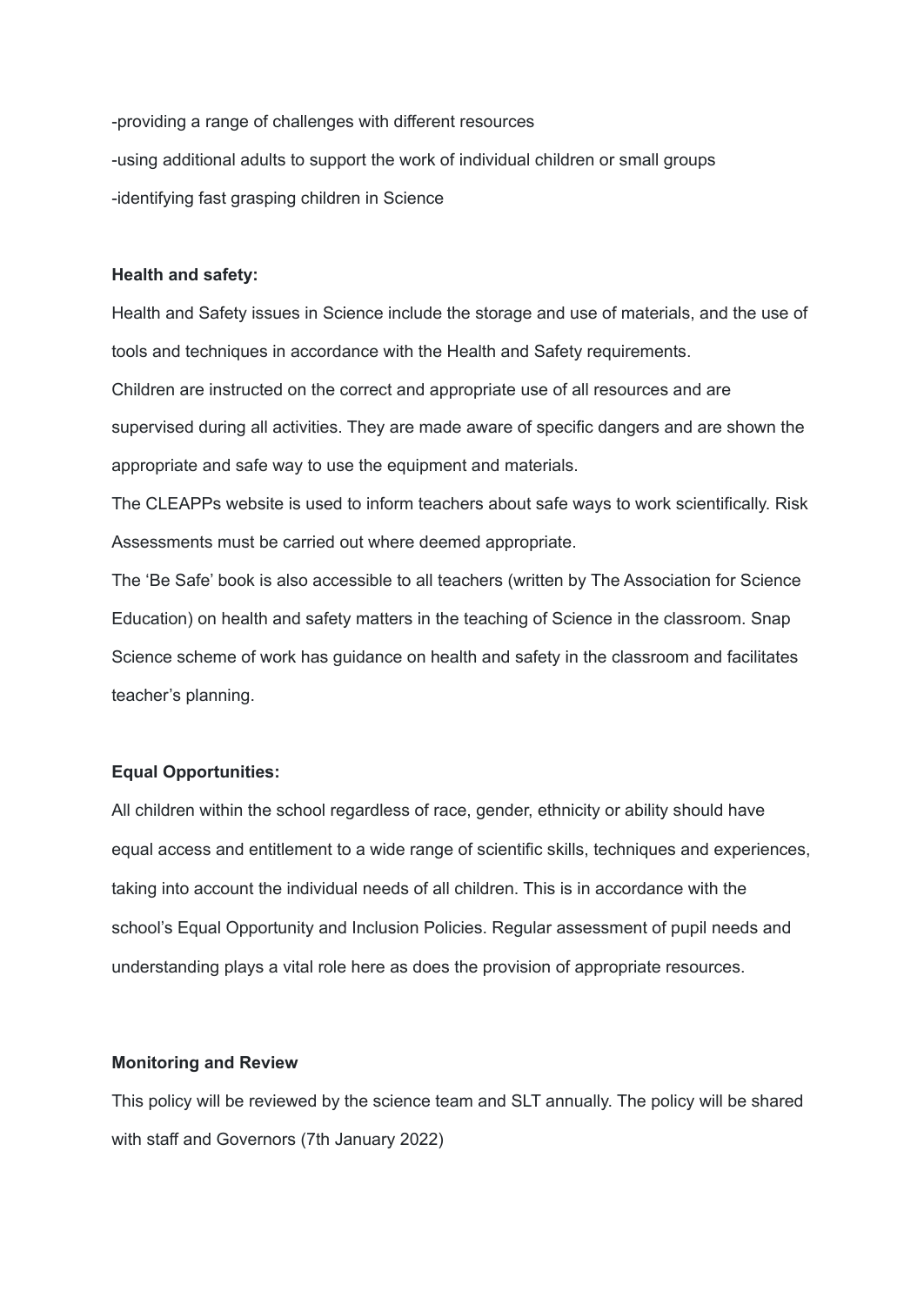-providing a range of challenges with different resources

-using additional adults to support the work of individual children or small groups

-identifying fast grasping children in Science

**Health and safety:**

Health and Safety issues in Science include the storage and use of materials, and the use of tools and techniques in accordance with the Health and Safety requirements.

Children are instructed on the correct and appropriate use of all resources and are supervised during all activities. They are made aware of specific dangers and are shown the appropriate and safe way to use the equipment and materials.

The CLEAPPs website is used to inform teachers about safe ways to work scientifically. Risk Assessments must be carried out where deemed appropriate.

The 'Be Safe' book is also accessible to all teachers (written by The Association for Science Education) on health and safety matters in the teaching of Science in the classroom. Snap Science scheme of work has guidance on health and safety in the classroom and facilitates teacher's planning.

**Equal Opportunities:**

All children within the school regardless of race, gender, ethnicity or ability should have equal access and entitlement to a wide range of scientific skills, techniques and experiences, taking into account the individual needs of all children. This is in accordance with the school's Equal Opportunity and Inclusion Policies. Regular assessment of pupil needs and understanding plays a vital role here as does the provision of appropriate resources.

**Monitoring and Review**

This policy will be reviewed by the science team and SLT annually. The policy will be shared with staff and Governors (7th January 2022)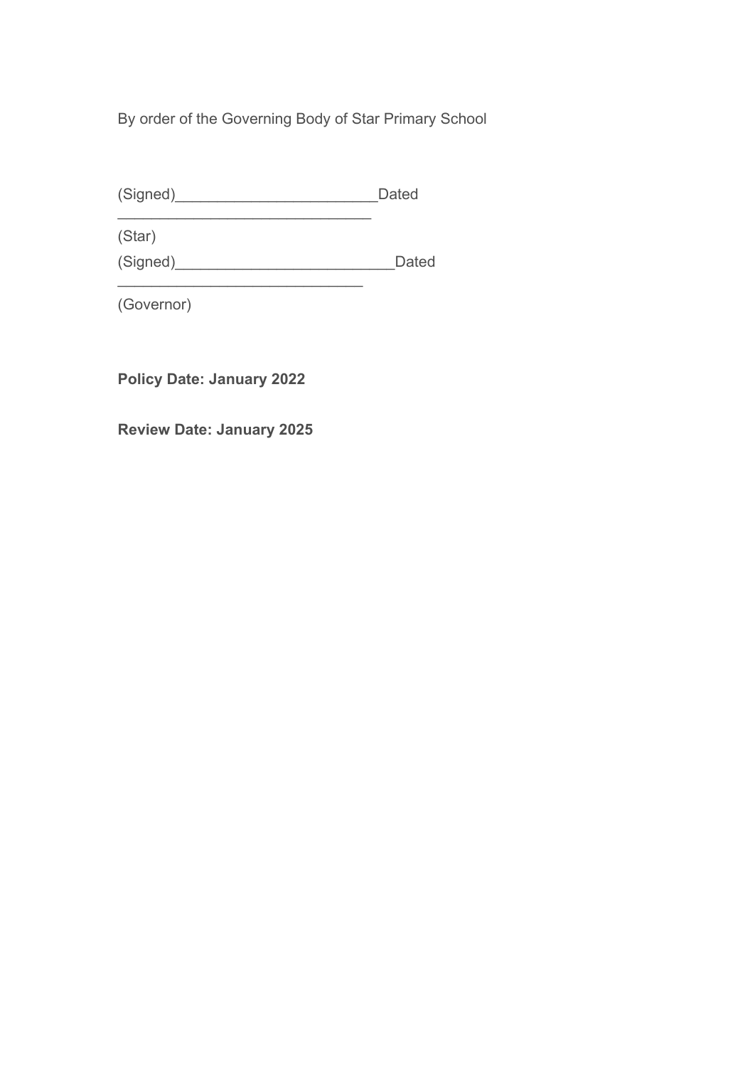By order of the Governing Body of Star Primary School

(Signed)________________________Dated ______________________________

(Star)

(Signed)__________________________Dated _____________________________

(Governor)

**Policy Date: January 2022**

**Review Date: January 2025**